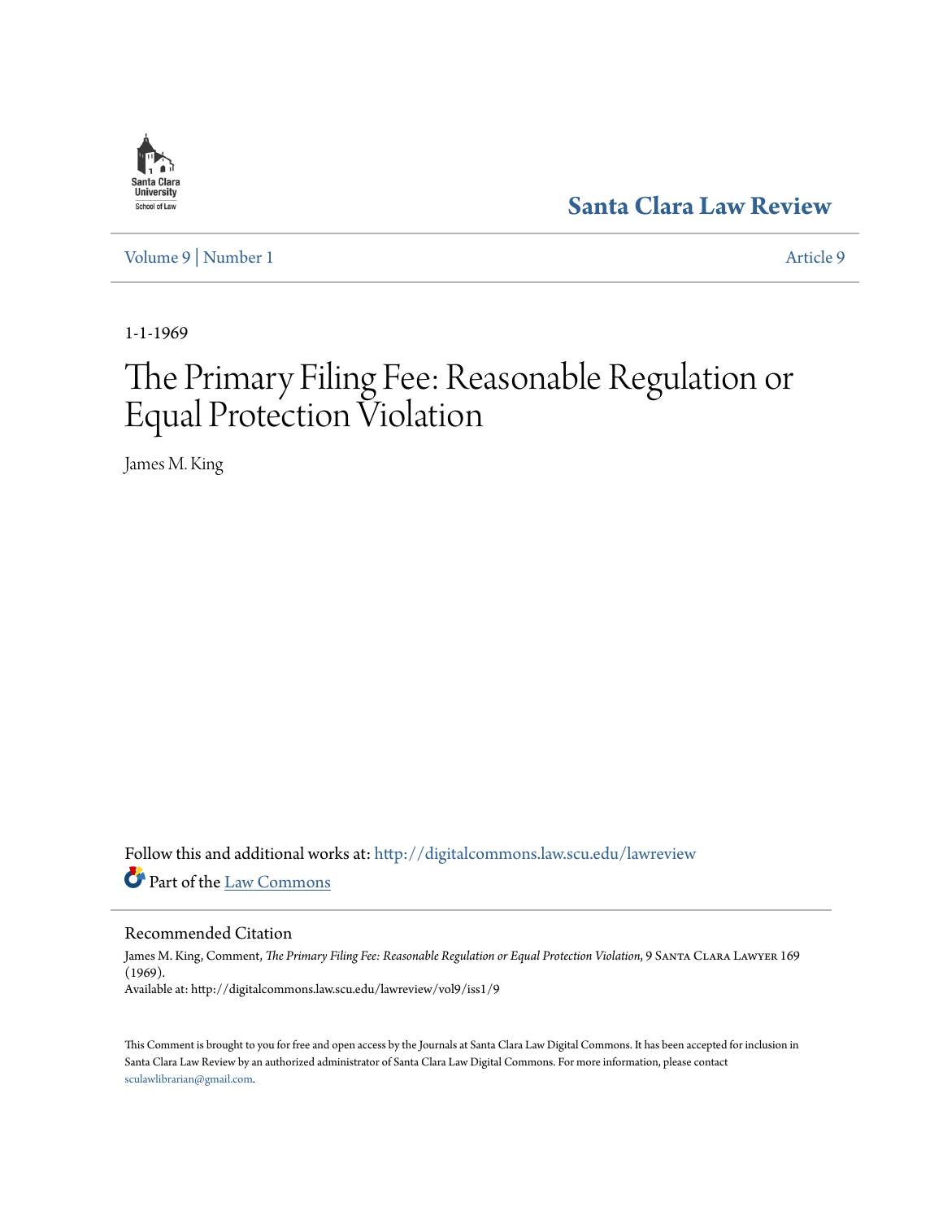Santa Clara Law Review

Volume 9 | Number 1 Article 9

1-1-1969

# The Primary Filing Fee: Reasonable Regulation or Equal Protection Violation

James M. King

Follow this and additional works at: http://digitalcommons.law.scu.edu/lawreview

Part of the Law Commons

## Recommended Citation

James M. King, Comment, *The Primary Filing Fee: Reasonable Regulation or Equal Protection Violation*, 9 Santa Clara Lawyer 169 (1969).
Available at: http://digitalcommons.law.scu.edu/lawreview/vol9/iss1/9

This Comment is brought to you for free and open access by the Journals at Santa Clara Law Digital Commons. It has been accepted for inclusion in Santa Clara Law Review by an authorized administrator of Santa Clara Law Digital Commons. For more information, please contact sculawlibrarian@gmail.com.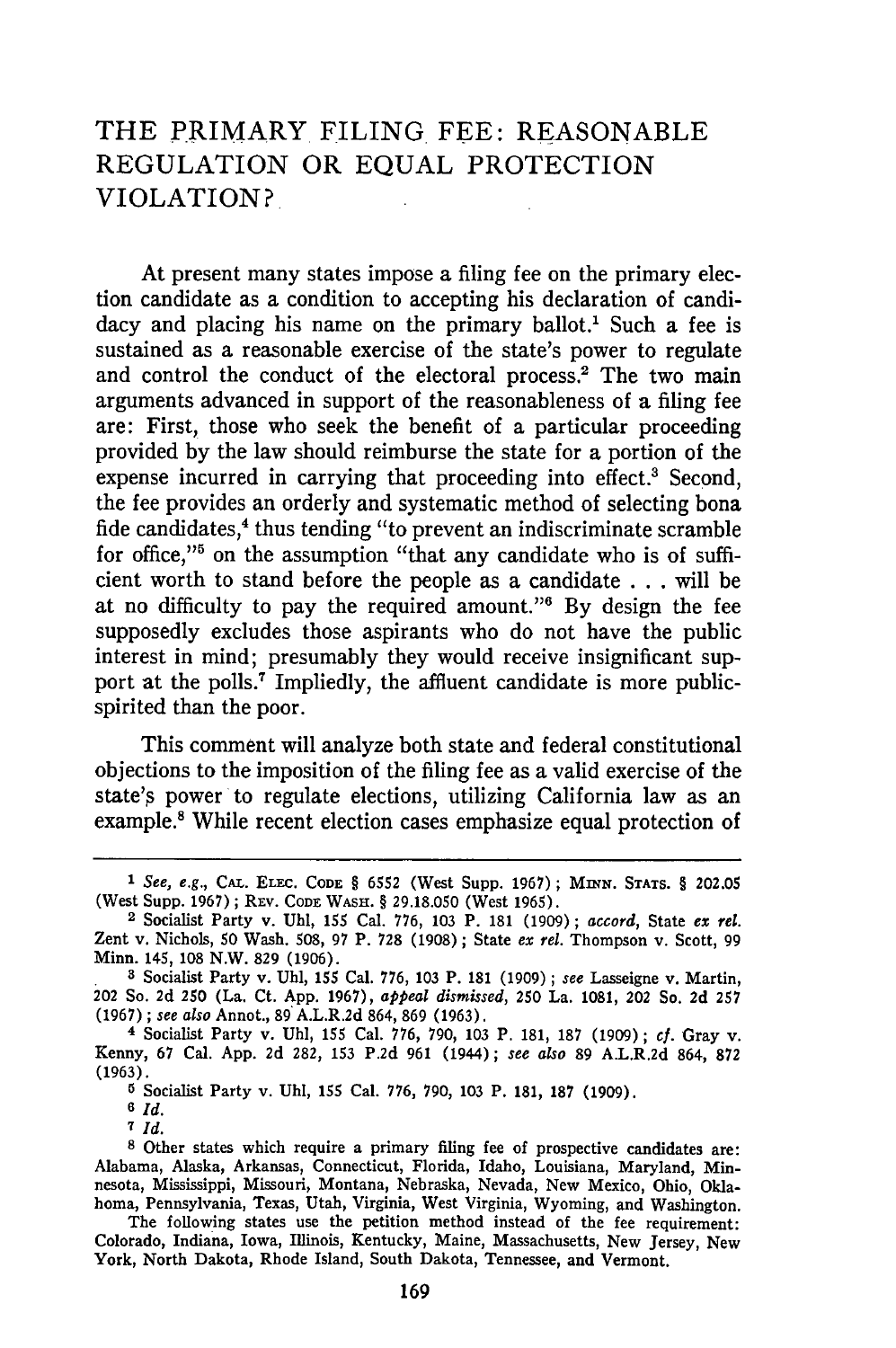# THE PRIMARY FILING FEE: REASONABLE REGULATION OR EQUAL PROTECTION VIOLATION?

At present many states impose a filing fee on the primary election candidate as a condition to accepting his declaration of candidacy and placing his name on the primary ballot.[1] Such a fee is sustained as a reasonable exercise of the state's power to regulate and control the conduct of the electoral process.[2] The two main arguments advanced in support of the reasonableness of a filing fee are: First, those who seek the benefit of a particular proceeding provided by the law should reimburse the state for a portion of the expense incurred in carrying that proceeding into effect.[3] Second, the fee provides an orderly and systematic method of selecting bona fide candidates,[4] thus tending "to prevent an indiscriminate scramble for office,"[5] on the assumption "that any candidate who is of sufficient worth to stand before the people as a candidate . . . will be at no difficulty to pay the required amount."[6] By design the fee supposedly excludes those aspirants who do not have the public interest in mind; presumably they would receive insignificant support at the polls.[7] Impliedly, the affluent candidate is more public-spirited than the poor.

This comment will analyze both state and federal constitutional objections to the imposition of the filing fee as a valid exercise of the state's power to regulate elections, utilizing California law as an example.[8] While recent election cases emphasize equal protection of

---

[1] *See, e.g.*, CAL. ELEC. CODE § 6552 (West Supp. 1967); MINN. STATS. § 202.05 (West Supp. 1967); REV. CODE WASH. § 29.18.050 (West 1965).

[2] Socialist Party v. Uhl, 155 Cal. 776, 103 P. 181 (1909); *accord*, State *ex rel.* Zent v. Nichols, 50 Wash. 508, 97 P. 728 (1908); State *ex rel.* Thompson v. Scott, 99 Minn. 145, 108 N.W. 829 (1906).

[3] Socialist Party v. Uhl, 155 Cal. 776, 103 P. 181 (1909); *see* Lasseigne v. Martin, 202 So. 2d 250 (La. Ct. App. 1967), *appeal dismissed*, 250 La. 1081, 202 So. 2d 257 (1967); *see also* Annot., 89 A.L.R.2d 864, 869 (1963).

[4] Socialist Party v. Uhl, 155 Cal. 776, 790, 103 P. 181, 187 (1909); *cf.* Gray v. Kenny, 67 Cal. App. 2d 282, 153 P.2d 961 (1944); *see also* 89 A.L.R.2d 864, 872 (1963).

[5] Socialist Party v. Uhl, 155 Cal. 776, 790, 103 P. 181, 187 (1909).

[6] *Id.*

[7] *Id.*

[8] Other states which require a primary filing fee of prospective candidates are: Alabama, Alaska, Arkansas, Connecticut, Florida, Idaho, Louisiana, Maryland, Minnesota, Mississippi, Missouri, Montana, Nebraska, Nevada, New Mexico, Ohio, Oklahoma, Pennsylvania, Texas, Utah, Virginia, West Virginia, Wyoming, and Washington.

The following states use the petition method instead of the fee requirement: Colorado, Indiana, Iowa, Illinois, Kentucky, Maine, Massachusetts, New Jersey, New York, North Dakota, Rhode Island, South Dakota, Tennessee, and Vermont.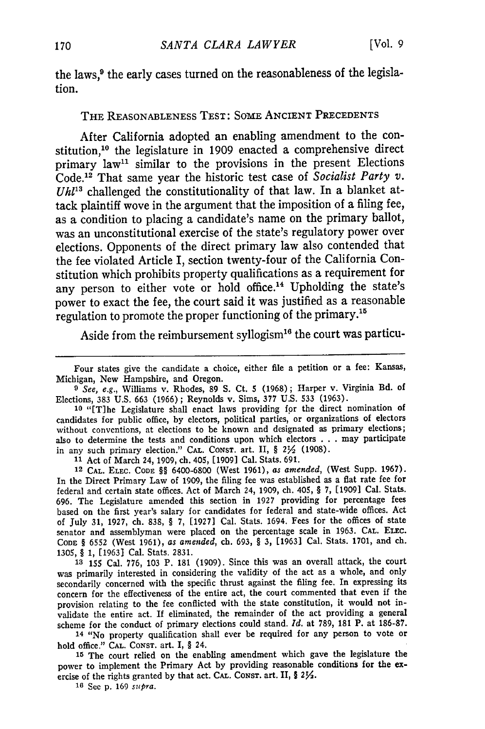the laws,[9] the early cases turned on the reasonableness of the legislation.

## The Reasonableness Test: Some Ancient Precedents

After California adopted an enabling amendment to the constitution,[10] the legislature in 1909 enacted a comprehensive direct primary law[11] similar to the provisions in the present Elections Code.[12] That same year the historic test case of *Socialist Party v. Uhl*[13] challenged the constitutionality of that law. In a blanket attack plaintiff wove in the argument that the imposition of a filing fee, as a condition to placing a candidate's name on the primary ballot, was an unconstitutional exercise of the state's regulatory power over elections. Opponents of the direct primary law also contended that the fee violated Article I, section twenty-four of the California Constitution which prohibits property qualifications as a requirement for any person to either vote or hold office.[14] Upholding the state's power to exact the fee, the court said it was justified as a reasonable regulation to promote the proper functioning of the primary.[15]

Aside from the reimbursement syllogism[16] the court was particu-

---

Four states give the candidate a choice, either file a petition or a fee: Kansas, Michigan, New Hampshire, and Oregon.

[9] *See, e.g.*, Williams v. Rhodes, 89 S. Ct. 5 (1968); Harper v. Virginia Bd. of Elections, 383 U.S. 663 (1966); Reynolds v. Sims, 377 U.S. 533 (1963).

[10] "[T]he Legislature shall enact laws providing for the direct nomination of candidates for public office, by electors, political parties, or organizations of electors without conventions, at elections to be known and designated as primary elections; also to determine the tests and conditions upon which electors . . . may participate in any such primary election." CAL. CONST. art. II, § 2½ (1908).

[11] Act of March 24, 1909, ch. 405, [1909] Cal. Stats. 691.

[12] CAL. ELEC. CODE §§ 6400-6800 (West 1961), *as amended*, (West Supp. 1967). In the Direct Primary Law of 1909, the filing fee was established as a flat rate fee for federal and certain state offices. Act of March 24, 1909, ch. 405, § 7, [1909] Cal. Stats. 696. The Legislature amended this section in 1927 providing for percentage fees based on the first year's salary for candidates for federal and state-wide offices. Act of July 31, 1927, ch. 838, § 7, [1927] Cal. Stats. 1694. Fees for the offices of state senator and assemblyman were placed on the percentage scale in 1963. CAL. ELEC. CODE § 6552 (West 1961), *as amended*, ch. 693, § 3, [1963] Cal. Stats. 1701, and ch. 1305, § 1, [1963] Cal. Stats. 2831.

[13] 155 Cal. 776, 103 P. 181 (1909). Since this was an overall attack, the court was primarily interested in considering the validity of the act as a whole, and only secondarily concerned with the specific thrust against the filing fee. In expressing its concern for the effectiveness of the entire act, the court commented that even if the provision relating to the fee conflicted with the state constitution, it would not invalidate the entire act. If eliminated, the remainder of the act providing a general scheme for the conduct of primary elections could stand. *Id.* at 789, 181 P. at 186-87.

[14] "No property qualification shall ever be required for any person to vote or hold office." CAL. CONST. art. I, § 24.

[15] The court relied on the enabling amendment which gave the legislature the power to implement the Primary Act by providing reasonable conditions for the exercise of the rights granted by that act. CAL. CONST. art. II, § 2½.

[16] See p. 169 *supra*.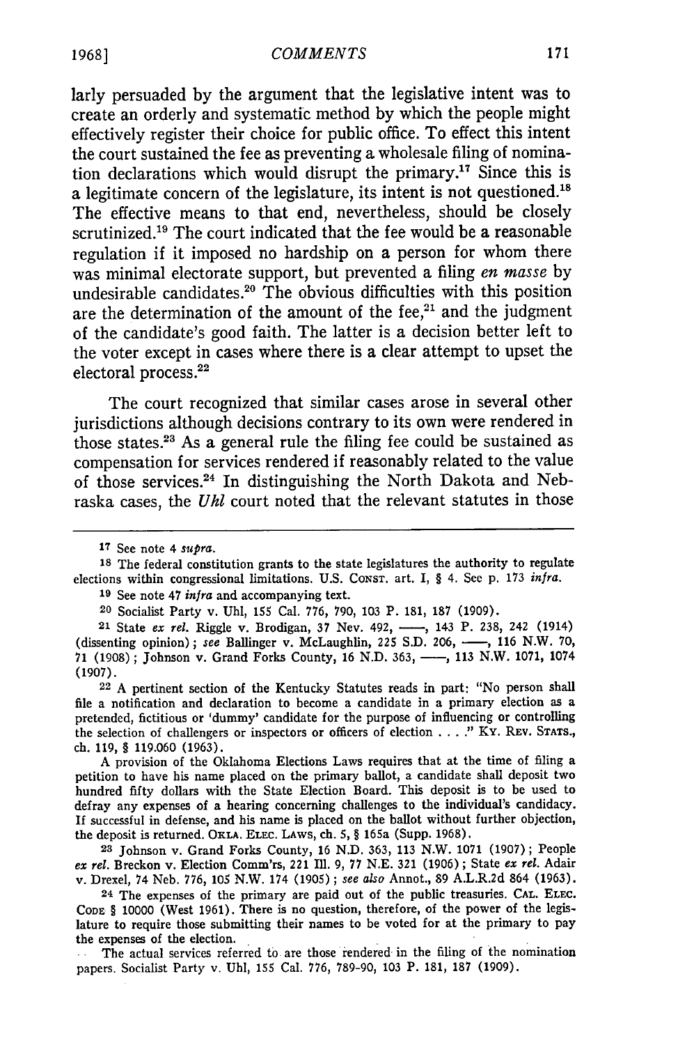larly persuaded by the argument that the legislative intent was to create an orderly and systematic method by which the people might effectively register their choice for public office. To effect this intent the court sustained the fee as preventing a wholesale filing of nomination declarations which would disrupt the primary.[17] Since this is a legitimate concern of the legislature, its intent is not questioned.[18] The effective means to that end, nevertheless, should be closely scrutinized.[19] The court indicated that the fee would be a reasonable regulation if it imposed no hardship on a person for whom there was minimal electorate support, but prevented a filing *en masse* by undesirable candidates.[20] The obvious difficulties with this position are the determination of the amount of the fee,[21] and the judgment of the candidate's good faith. The latter is a decision better left to the voter except in cases where there is a clear attempt to upset the electoral process.[22]

The court recognized that similar cases arose in several other jurisdictions although decisions contrary to its own were rendered in those states.[23] As a general rule the filing fee could be sustained as compensation for services rendered if reasonably related to the value of those services.[24] In distinguishing the North Dakota and Nebraska cases, the *Uhl* court noted that the relevant statutes in those

---

[17] See note 4 *supra*.

[18] The federal constitution grants to the state legislatures the authority to regulate elections within congressional limitations. U.S. CONST. art. I, § 4. See p. 173 *infra*.

[19] See note 47 *infra* and accompanying text.

[20] Socialist Party v. Uhl, 155 Cal. 776, 790, 103 P. 181, 187 (1909).

[21] State *ex rel.* Riggle v. Brodigan, 37 Nev. 492, —, 143 P. 238, 242 (1914) (dissenting opinion); *see* Ballinger v. McLaughlin, 225 S.D. 206, —, 116 N.W. 70, 71 (1908); Johnson v. Grand Forks County, 16 N.D. 363, —, 113 N.W. 1071, 1074 (1907).

[22] A pertinent section of the Kentucky Statutes reads in part: "No person shall file a notification and declaration to become a candidate in a primary election as a pretended, fictitious or 'dummy' candidate for the purpose of influencing or controlling the selection of challengers or inspectors or officers of election . . . ." KY. REV. STATS., ch. 119, § 119.060 (1963).

A provision of the Oklahoma Elections Laws requires that at the time of filing a petition to have his name placed on the primary ballot, a candidate shall deposit two hundred fifty dollars with the State Election Board. This deposit is to be used to defray any expenses of a hearing concerning challenges to the individual's candidacy. If successful in defense, and his name is placed on the ballot without further objection, the deposit is returned. OKLA. ELEC. LAWS, ch. 5, § 165a (Supp. 1968).

[23] Johnson v. Grand Forks County, 16 N.D. 363, 113 N.W. 1071 (1907); People *ex rel.* Breckon v. Election Comm'rs, 221 Ill. 9, 77 N.E. 321 (1906); State *ex rel.* Adair v. Drexel, 74 Neb. 776, 105 N.W. 174 (1905); *see also* Annot., 89 A.L.R.2d 864 (1963).

[24] The expenses of the primary are paid out of the public treasuries. CAL. ELEC. CODE § 10000 (West 1961). There is no question, therefore, of the power of the legislature to require those submitting their names to be voted for at the primary to pay the expenses of the election.

The actual services referred to are those rendered in the filing of the nomination papers. Socialist Party v. Uhl, 155 Cal. 776, 789-90, 103 P. 181, 187 (1909).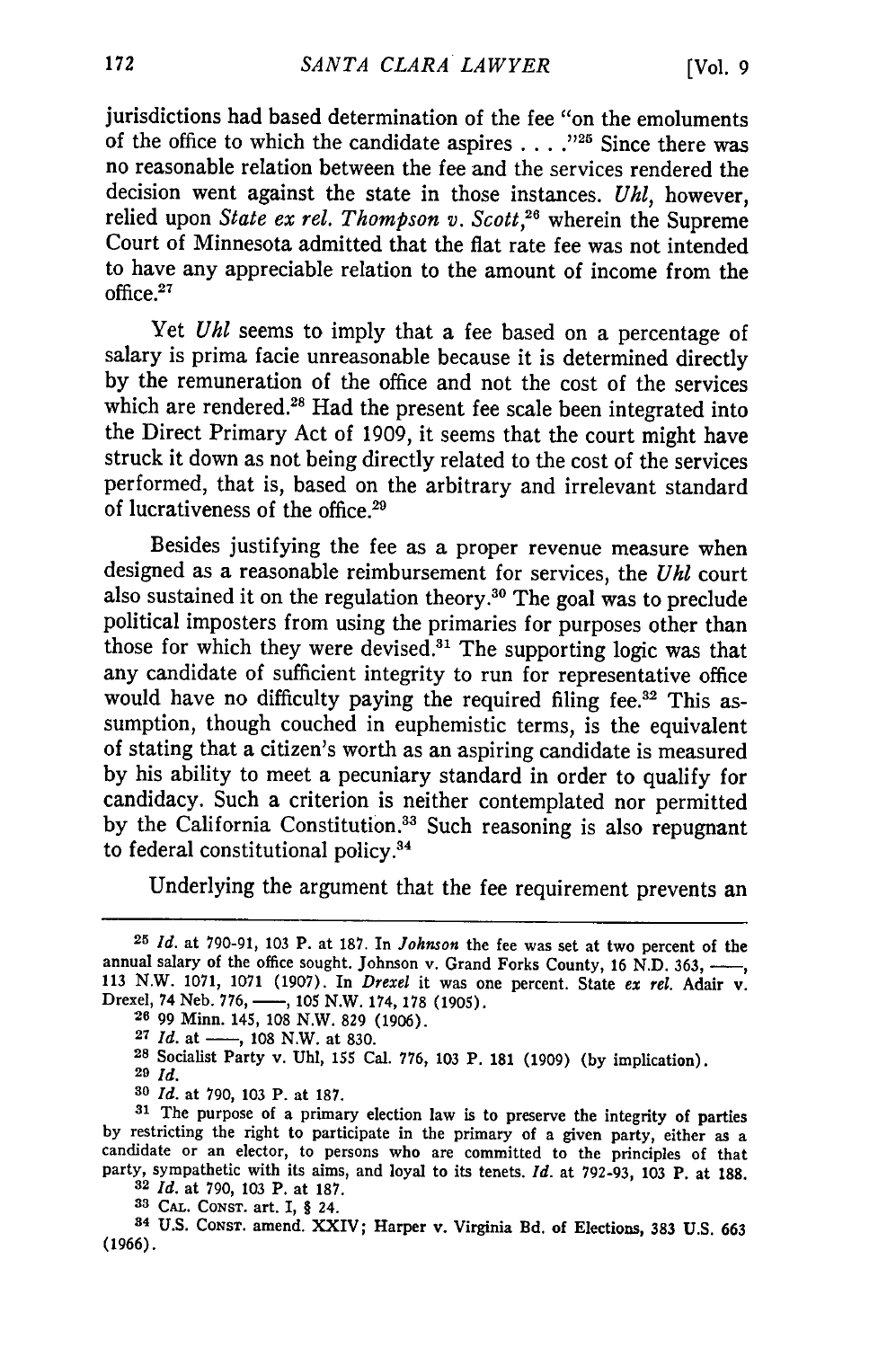jurisdictions had based determination of the fee "on the emoluments of the office to which the candidate aspires . . . ."[25] Since there was no reasonable relation between the fee and the services rendered the decision went against the state in those instances. *Uhl*, however, relied upon *State ex rel. Thompson v. Scott*,[26] wherein the Supreme Court of Minnesota admitted that the flat rate fee was not intended to have any appreciable relation to the amount of income from the office.[27]

Yet *Uhl* seems to imply that a fee based on a percentage of salary is prima facie unreasonable because it is determined directly by the remuneration of the office and not the cost of the services which are rendered.[28] Had the present fee scale been integrated into the Direct Primary Act of 1909, it seems that the court might have struck it down as not being directly related to the cost of the services performed, that is, based on the arbitrary and irrelevant standard of lucrativeness of the office.[29]

Besides justifying the fee as a proper revenue measure when designed as a reasonable reimbursement for services, the *Uhl* court also sustained it on the regulation theory.[30] The goal was to preclude political imposters from using the primaries for purposes other than those for which they were devised.[31] The supporting logic was that any candidate of sufficient integrity to run for representative office would have no difficulty paying the required filing fee.[32] This assumption, though couched in euphemistic terms, is the equivalent of stating that a citizen's worth as an aspiring candidate is measured by his ability to meet a pecuniary standard in order to qualify for candidacy. Such a criterion is neither contemplated nor permitted by the California Constitution.[33] Such reasoning is also repugnant to federal constitutional policy.[34]

Underlying the argument that the fee requirement prevents an

---

[25] *Id.* at 790-91, 103 P. at 187. In *Johnson* the fee was set at two percent of the annual salary of the office sought. Johnson v. Grand Forks County, 16 N.D. 363, ——, 113 N.W. 1071, 1071 (1907). In *Drexel* it was one percent. State *ex rel.* Adair v. Drexel, 74 Neb. 776, ——, 105 N.W. 174, 178 (1905).

[26] 99 Minn. 145, 108 N.W. 829 (1906).

[27] *Id.* at ——, 108 N.W. at 830.

[28] Socialist Party v. Uhl, 155 Cal. 776, 103 P. 181 (1909) (by implication).

[29] *Id.*

[30] *Id.* at 790, 103 P. at 187.

[31] The purpose of a primary election law is to preserve the integrity of parties by restricting the right to participate in the primary of a given party, either as a candidate or an elector, to persons who are committed to the principles of that party, sympathetic with its aims, and loyal to its tenets. *Id.* at 792-93, 103 P. at 188.

[32] *Id.* at 790, 103 P. at 187.

[33] CAL. CONST. art. I, § 24.

[34] U.S. CONST. amend. XXIV; Harper v. Virginia Bd. of Elections, 383 U.S. 663 (1966).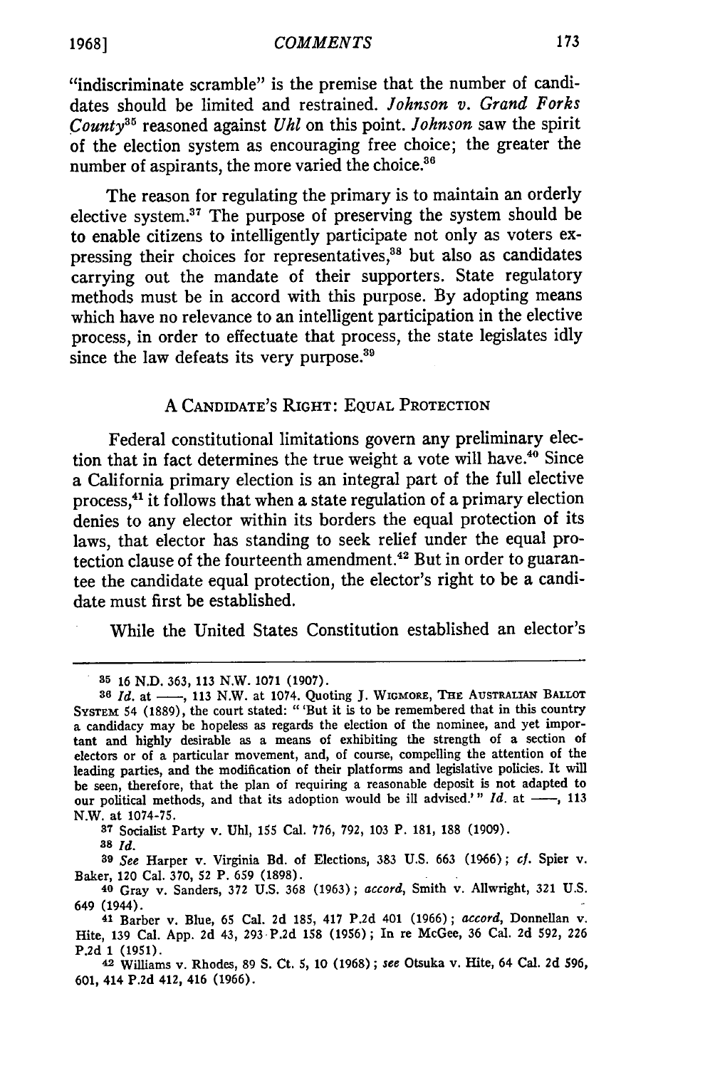"indiscriminate scramble" is the premise that the number of candidates should be limited and restrained. *Johnson v. Grand Forks County*[35] reasoned against *Uhl* on this point. *Johnson* saw the spirit of the election system as encouraging free choice; the greater the number of aspirants, the more varied the choice.[36]

The reason for regulating the primary is to maintain an orderly elective system.[37] The purpose of preserving the system should be to enable citizens to intelligently participate not only as voters expressing their choices for representatives,[38] but also as candidates carrying out the mandate of their supporters. State regulatory methods must be in accord with this purpose. By adopting means which have no relevance to an intelligent participation in the elective process, in order to effectuate that process, the state legislates idly since the law defeats its very purpose.[39]

## A Candidate's Right: Equal Protection

Federal constitutional limitations govern any preliminary election that in fact determines the true weight a vote will have.[40] Since a California primary election is an integral part of the full elective process,[41] it follows that when a state regulation of a primary election denies to any elector within its borders the equal protection of its laws, that elector has standing to seek relief under the equal protection clause of the fourteenth amendment.[42] But in order to guarantee the candidate equal protection, the elector's right to be a candidate must first be established.

While the United States Constitution established an elector's

---

[35] 16 N.D. 363, 113 N.W. 1071 (1907).

[36] *Id.* at ——, 113 N.W. at 1074. Quoting J. Wigmore, The Australian Ballot System 54 (1889), the court stated: "'But it is to be remembered that in this country a candidacy may be hopeless as regards the election of the nominee, and yet important and highly desirable as a means of exhibiting the strength of a section of electors or of a particular movement, and, of course, compelling the attention of the leading parties, and the modification of their platforms and legislative policies. It will be seen, therefore, that the plan of requiring a reasonable deposit is not adapted to our political methods, and that its adoption would be ill advised.'" *Id.* at ——, 113 N.W. at 1074-75.

[37] Socialist Party v. Uhl, 155 Cal. 776, 792, 103 P. 181, 188 (1909).

[38] *Id.*

[39] *See* Harper v. Virginia Bd. of Elections, 383 U.S. 663 (1966); *cf.* Spier v. Baker, 120 Cal. 370, 52 P. 659 (1898).

[40] Gray v. Sanders, 372 U.S. 368 (1963); *accord*, Smith v. Allwright, 321 U.S. 649 (1944).

[41] Barber v. Blue, 65 Cal. 2d 185, 417 P.2d 401 (1966); *accord*, Donnellan v. Hite, 139 Cal. App. 2d 43, 293 P.2d 158 (1956); In re McGee, 36 Cal. 2d 592, 226 P.2d 1 (1951).

[42] Williams v. Rhodes, 89 S. Ct. 5, 10 (1968); *see* Otsuka v. Hite, 64 Cal. 2d 596, 601, 414 P.2d 412, 416 (1966).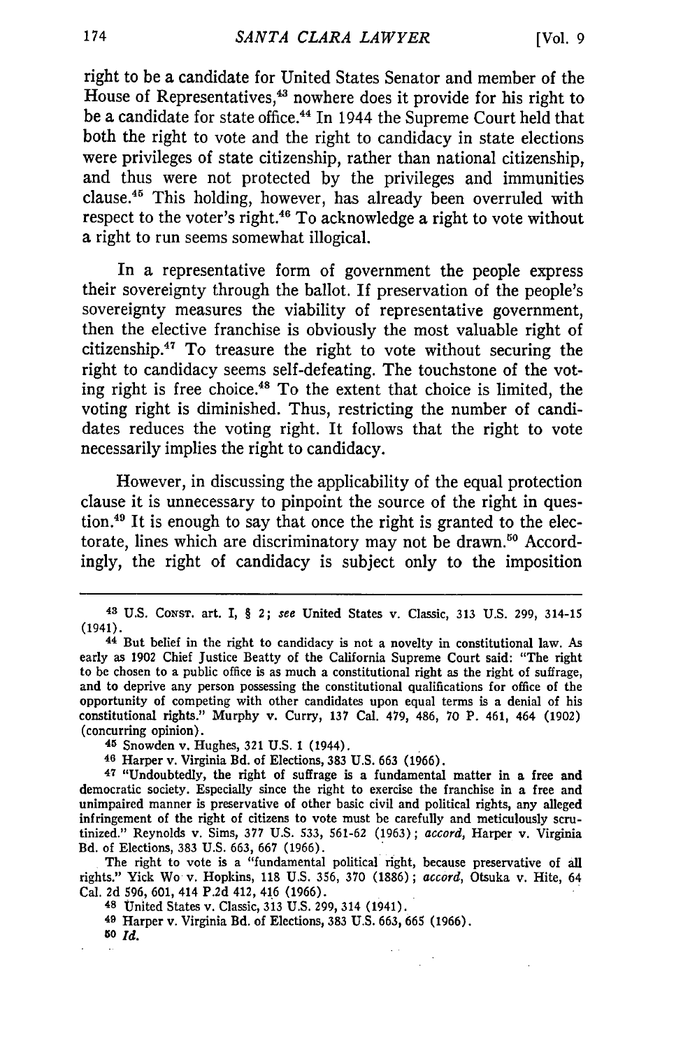right to be a candidate for United States Senator and member of the House of Representatives,[43] nowhere does it provide for his right to be a candidate for state office.[44] In 1944 the Supreme Court held that both the right to vote and the right to candidacy in state elections were privileges of state citizenship, rather than national citizenship, and thus were not protected by the privileges and immunities clause.[45] This holding, however, has already been overruled with respect to the voter's right.[46] To acknowledge a right to vote without a right to run seems somewhat illogical.

In a representative form of government the people express their sovereignty through the ballot. If preservation of the people's sovereignty measures the viability of representative government, then the elective franchise is obviously the most valuable right of citizenship.[47] To treasure the right to vote without securing the right to candidacy seems self-defeating. The touchstone of the voting right is free choice.[48] To the extent that choice is limited, the voting right is diminished. Thus, restricting the number of candidates reduces the voting right. It follows that the right to vote necessarily implies the right to candidacy.

However, in discussing the applicability of the equal protection clause it is unnecessary to pinpoint the source of the right in question.[49] It is enough to say that once the right is granted to the electorate, lines which are discriminatory may not be drawn.[50] Accordingly, the right of candidacy is subject only to the imposition

---

[43] U.S. CONST. art. I, § 2; *see* United States v. Classic, 313 U.S. 299, 314-15 (1941).

[44] But belief in the right to candidacy is not a novelty in constitutional law. As early as 1902 Chief Justice Beatty of the California Supreme Court said: "The right to be chosen to a public office is as much a constitutional right as the right of suffrage, and to deprive any person possessing the constitutional qualifications for office of the opportunity of competing with other candidates upon equal terms is a denial of his constitutional rights." Murphy v. Curry, 137 Cal. 479, 486, 70 P. 461, 464 (1902) (concurring opinion).

[45] Snowden v. Hughes, 321 U.S. 1 (1944).

[46] Harper v. Virginia Bd. of Elections, 383 U.S. 663 (1966).

[47] "Undoubtedly, the right of suffrage is a fundamental matter in a free and democratic society. Especially since the right to exercise the franchise in a free and unimpaired manner is preservative of other basic civil and political rights, any alleged infringement of the right of citizens to vote must be carefully and meticulously scrutinized." Reynolds v. Sims, 377 U.S. 533, 561-62 (1963); *accord*, Harper v. Virginia Bd. of Elections, 383 U.S. 663, 667 (1966).

The right to vote is a "fundamental political right, because preservative of all rights." Yick Wo v. Hopkins, 118 U.S. 356, 370 (1886); *accord*, Otsuka v. Hite, 64 Cal. 2d 596, 601, 414 P.2d 412, 416 (1966).

[48] United States v. Classic, 313 U.S. 299, 314 (1941).

[49] Harper v. Virginia Bd. of Elections, 383 U.S. 663, 665 (1966).

[50] *Id.*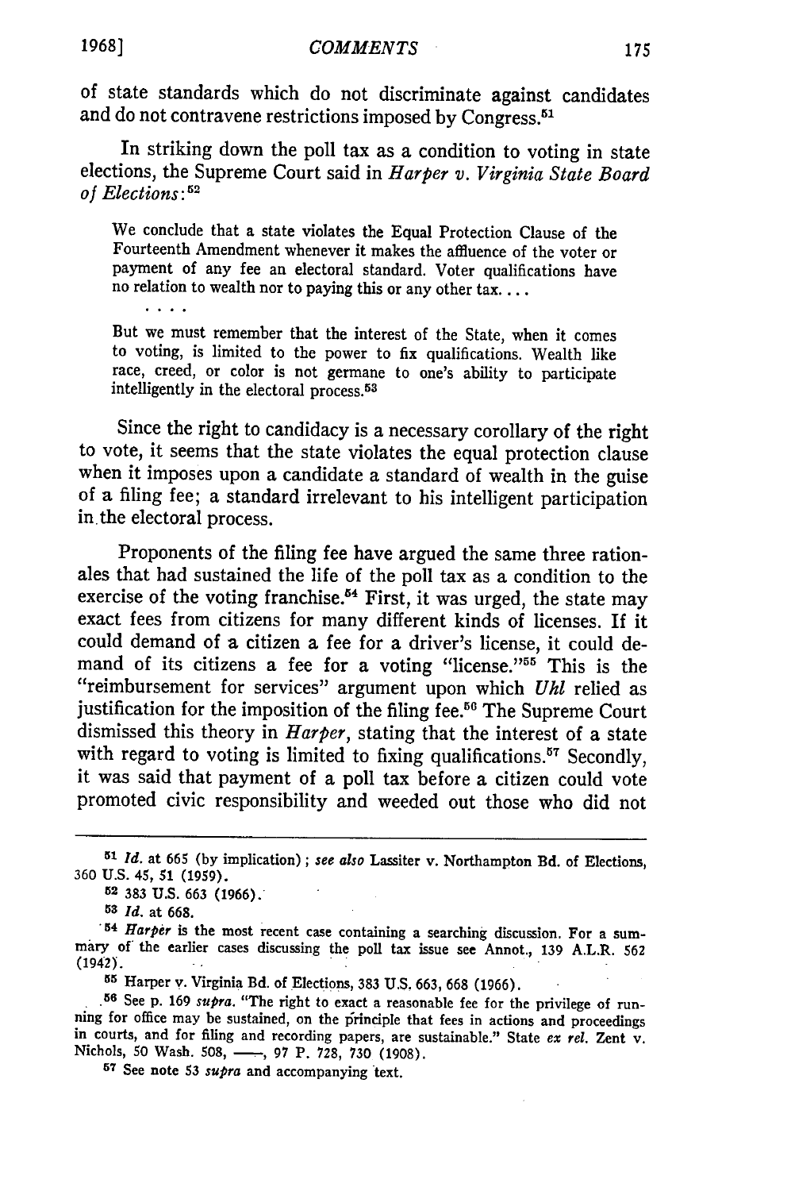of state standards which do not discriminate against candidates and do not contravene restrictions imposed by Congress.[51]

In striking down the poll tax as a condition to voting in state elections, the Supreme Court said in *Harper v. Virginia State Board of Elections*:[52]

> We conclude that a state violates the Equal Protection Clause of the Fourteenth Amendment whenever it makes the affluence of the voter or payment of any fee an electoral standard. Voter qualifications have no relation to wealth nor to paying this or any other tax. . . .
>
> . . . .
>
> But we must remember that the interest of the State, when it comes to voting, is limited to the power to fix qualifications. Wealth like race, creed, or color is not germane to one's ability to participate intelligently in the electoral process.[53]

Since the right to candidacy is a necessary corollary of the right to vote, it seems that the state violates the equal protection clause when it imposes upon a candidate a standard of wealth in the guise of a filing fee; a standard irrelevant to his intelligent participation in the electoral process.

Proponents of the filing fee have argued the same three rationales that had sustained the life of the poll tax as a condition to the exercise of the voting franchise.[54] First, it was urged, the state may exact fees from citizens for many different kinds of licenses. If it could demand of a citizen a fee for a driver's license, it could demand of its citizens a fee for a voting "license."[55] This is the "reimbursement for services" argument upon which *Uhl* relied as justification for the imposition of the filing fee.[56] The Supreme Court dismissed this theory in *Harper*, stating that the interest of a state with regard to voting is limited to fixing qualifications.[57] Secondly, it was said that payment of a poll tax before a citizen could vote promoted civic responsibility and weeded out those who did not

---

[51] *Id.* at 665 (by implication); *see also* Lassiter v. Northampton Bd. of Elections, 360 U.S. 45, 51 (1959).

[52] 383 U.S. 663 (1966).

[53] *Id.* at 668.

[54] *Harper* is the most recent case containing a searching discussion. For a summary of the earlier cases discussing the poll tax issue see Annot., 139 A.L.R. 562 (1942).

[55] Harper v. Virginia Bd. of Elections, 383 U.S. 663, 668 (1966).

[56] See p. 169 *supra*. "The right to exact a reasonable fee for the privilege of running for office may be sustained, on the principle that fees in actions and proceedings in courts, and for filing and recording papers, are sustainable." State *ex rel.* Zent v. Nichols, 50 Wash. 508, ——, 97 P. 728, 730 (1908).

[57] See note 53 *supra* and accompanying text.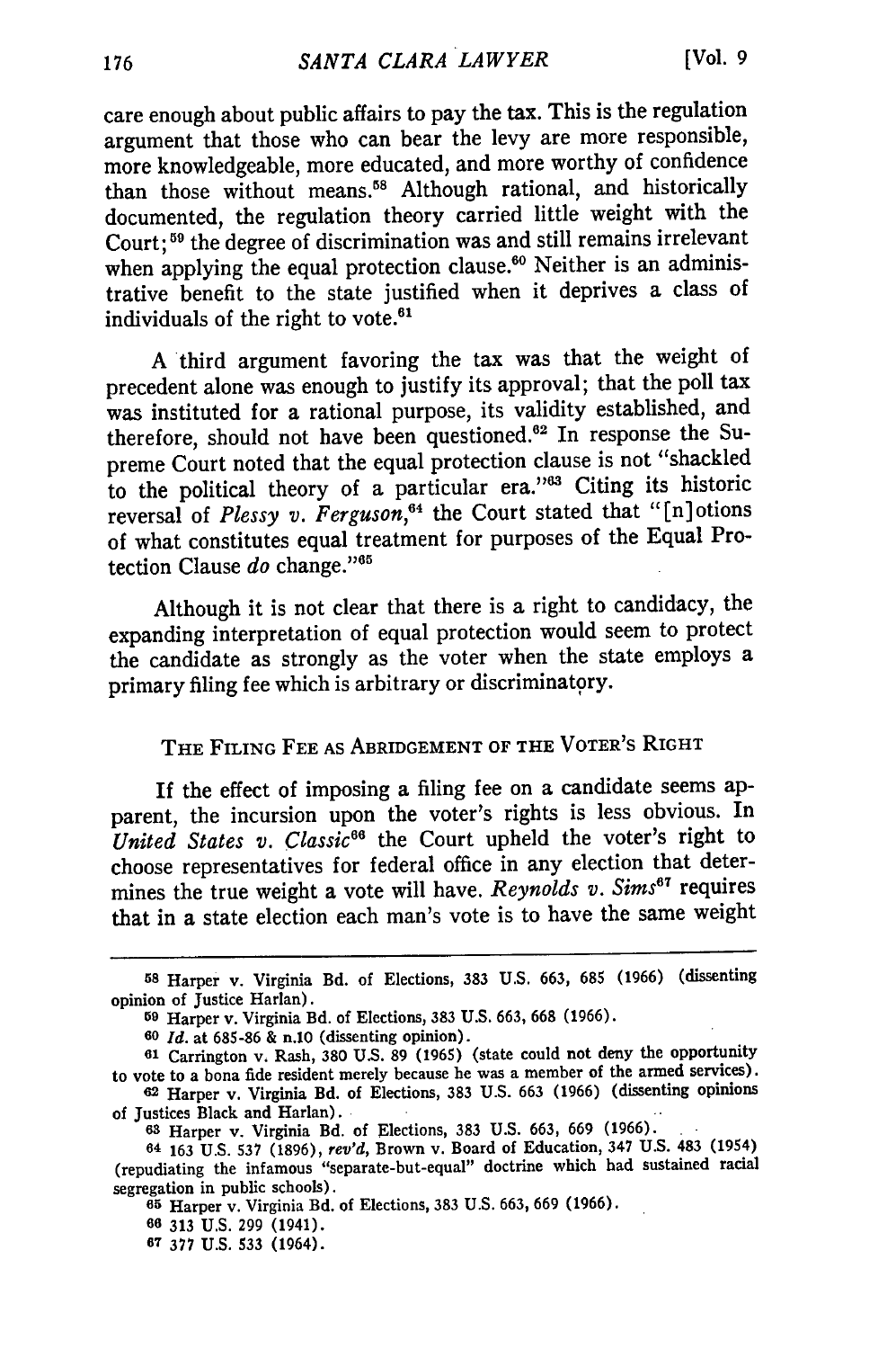care enough about public affairs to pay the tax. This is the regulation argument that those who can bear the levy are more responsible, more knowledgeable, more educated, and more worthy of confidence than those without means.[58] Although rational, and historically documented, the regulation theory carried little weight with the Court;[59] the degree of discrimination was and still remains irrelevant when applying the equal protection clause.[60] Neither is an administrative benefit to the state justified when it deprives a class of individuals of the right to vote.[61]

A third argument favoring the tax was that the weight of precedent alone was enough to justify its approval; that the poll tax was instituted for a rational purpose, its validity established, and therefore, should not have been questioned.[62] In response the Supreme Court noted that the equal protection clause is not "shackled to the political theory of a particular era."[63] Citing its historic reversal of *Plessy v. Ferguson*,[64] the Court stated that "[n]otions of what constitutes equal treatment for purposes of the Equal Protection Clause *do* change."[65]

Although it is not clear that there is a right to candidacy, the expanding interpretation of equal protection would seem to protect the candidate as strongly as the voter when the state employs a primary filing fee which is arbitrary or discriminatory.

## THE FILING FEE AS ABRIDGEMENT OF THE VOTER'S RIGHT

If the effect of imposing a filing fee on a candidate seems apparent, the incursion upon the voter's rights is less obvious. In *United States v. Classic*[66] the Court upheld the voter's right to choose representatives for federal office in any election that determines the true weight a vote will have. *Reynolds v. Sims*[67] requires that in a state election each man's vote is to have the same weight

---

[58] Harper v. Virginia Bd. of Elections, 383 U.S. 663, 685 (1966) (dissenting opinion of Justice Harlan).

[59] Harper v. Virginia Bd. of Elections, 383 U.S. 663, 668 (1966).

[60] *Id.* at 685-86 & n.10 (dissenting opinion).

[61] Carrington v. Rash, 380 U.S. 89 (1965) (state could not deny the opportunity to vote to a bona fide resident merely because he was a member of the armed services).

[62] Harper v. Virginia Bd. of Elections, 383 U.S. 663 (1966) (dissenting opinions of Justices Black and Harlan).

[63] Harper v. Virginia Bd. of Elections, 383 U.S. 663, 669 (1966).

[64] 163 U.S. 537 (1896), *rev'd*, Brown v. Board of Education, 347 U.S. 483 (1954) (repudiating the infamous "separate-but-equal" doctrine which had sustained racial segregation in public schools).

[65] Harper v. Virginia Bd. of Elections, 383 U.S. 663, 669 (1966).

[66] 313 U.S. 299 (1941).

[67] 377 U.S. 533 (1964).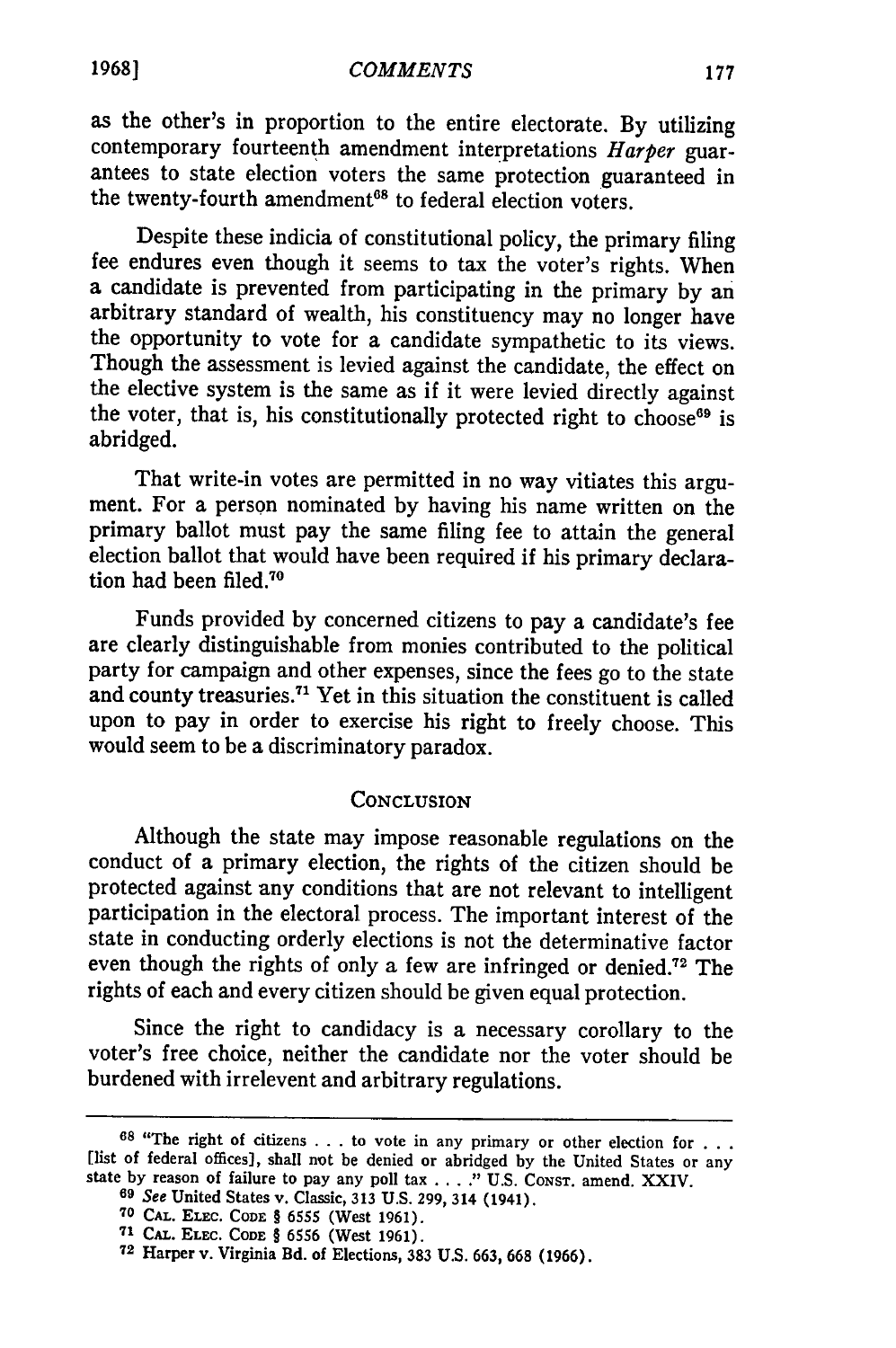as the other's in proportion to the entire electorate. By utilizing contemporary fourteenth amendment interpretations *Harper* guarantees to state election voters the same protection guaranteed in the twenty-fourth amendment[68] to federal election voters.

Despite these indicia of constitutional policy, the primary filing fee endures even though it seems to tax the voter's rights. When a candidate is prevented from participating in the primary by an arbitrary standard of wealth, his constituency may no longer have the opportunity to vote for a candidate sympathetic to its views. Though the assessment is levied against the candidate, the effect on the elective system is the same as if it were levied directly against the voter, that is, his constitutionally protected right to choose[69] is abridged.

That write-in votes are permitted in no way vitiates this argument. For a person nominated by having his name written on the primary ballot must pay the same filing fee to attain the general election ballot that would have been required if his primary declaration had been filed.[70]

Funds provided by concerned citizens to pay a candidate's fee are clearly distinguishable from monies contributed to the political party for campaign and other expenses, since the fees go to the state and county treasuries.[71] Yet in this situation the constituent is called upon to pay in order to exercise his right to freely choose. This would seem to be a discriminatory paradox.

## CONCLUSION

Although the state may impose reasonable regulations on the conduct of a primary election, the rights of the citizen should be protected against any conditions that are not relevant to intelligent participation in the electoral process. The important interest of the state in conducting orderly elections is not the determinative factor even though the rights of only a few are infringed or denied.[72] The rights of each and every citizen should be given equal protection.

Since the right to candidacy is a necessary corollary to the voter's free choice, neither the candidate nor the voter should be burdened with irrelevent and arbitrary regulations.

---

[68] "The right of citizens . . . to vote in any primary or other election for . . . [list of federal offices], shall not be denied or abridged by the United States or any state by reason of failure to pay any poll tax . . . ." U.S. CONST. amend. XXIV.

[69] *See* United States v. Classic, 313 U.S. 299, 314 (1941).

[70] CAL. ELEC. CODE § 6555 (West 1961).

[71] CAL. ELEC. CODE § 6556 (West 1961).

[72] Harper v. Virginia Bd. of Elections, 383 U.S. 663, 668 (1966).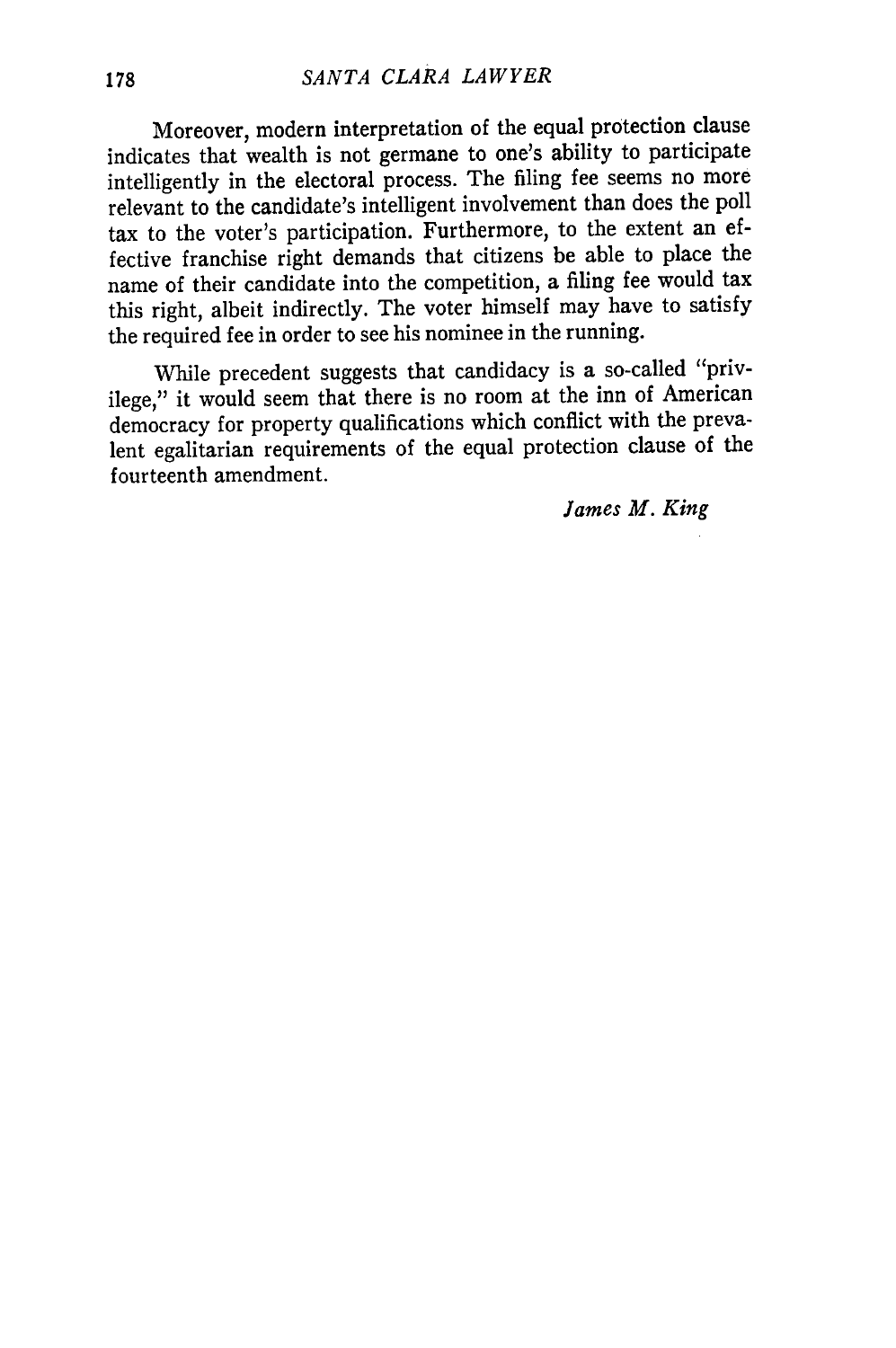Moreover, modern interpretation of the equal protection clause indicates that wealth is not germane to one's ability to participate intelligently in the electoral process. The filing fee seems no more relevant to the candidate's intelligent involvement than does the poll tax to the voter's participation. Furthermore, to the extent an effective franchise right demands that citizens be able to place the name of their candidate into the competition, a filing fee would tax this right, albeit indirectly. The voter himself may have to satisfy the required fee in order to see his nominee in the running.

While precedent suggests that candidacy is a so-called "privilege," it would seem that there is no room at the inn of American democracy for property qualifications which conflict with the prevalent egalitarian requirements of the equal protection clause of the fourteenth amendment.

*James M. King*